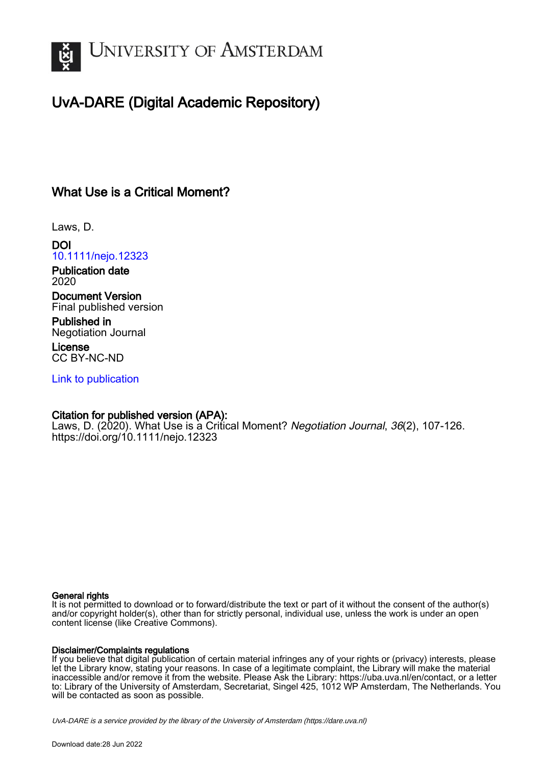# UvA-DARE (Digital Academic Repository)

## What Use is a Critical Moment?

Laws, D.

**DOI**
10.1111/nejo.12323

**Publication date**
2020

**Document Version**
Final published version

**Published in**
Negotiation Journal

**License**
CC BY-NC-ND

Link to publication

**Citation for published version (APA):**
Laws, D. (2020). What Use is a Critical Moment? *Negotiation Journal*, *36*(2), 107-126. https://doi.org/10.1111/nejo.12323

**General rights**
It is not permitted to download or to forward/distribute the text or part of it without the consent of the author(s) and/or copyright holder(s), other than for strictly personal, individual use, unless the work is under an open content license (like Creative Commons).

**Disclaimer/Complaints regulations**
If you believe that digital publication of certain material infringes any of your rights or (privacy) interests, please let the Library know, stating your reasons. In case of a legitimate complaint, the Library will make the material inaccessible and/or remove it from the website. Please Ask the Library: https://uba.uva.nl/en/contact, or a letter to: Library of the University of Amsterdam, Secretariat, Singel 425, 1012 WP Amsterdam, The Netherlands. You will be contacted as soon as possible.

*UvA-DARE is a service provided by the library of the University of Amsterdam (https://dare.uva.nl)*

Download date:28 Jun 2022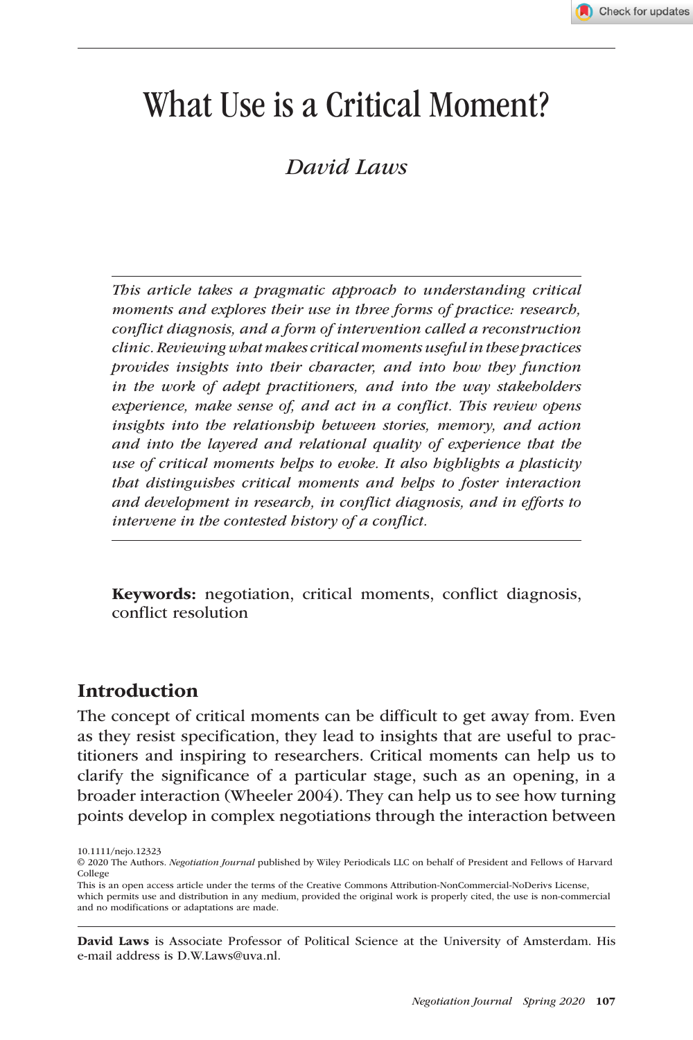# What Use is a Critical Moment?

*David Laws*

*This article takes a pragmatic approach to understanding critical moments and explores their use in three forms of practice: research, conflict diagnosis, and a form of intervention called a reconstruction clinic. Reviewing what makes critical moments useful in these practices provides insights into their character, and into how they function in the work of adept practitioners, and into the way stakeholders experience, make sense of, and act in a conflict. This review opens insights into the relationship between stories, memory, and action and into the layered and relational quality of experience that the use of critical moments helps to evoke. It also highlights a plasticity that distinguishes critical moments and helps to foster interaction and development in research, in conflict diagnosis, and in efforts to intervene in the contested history of a conflict.*

**Keywords:** negotiation, critical moments, conflict diagnosis, conflict resolution

## Introduction

The concept of critical moments can be difficult to get away from. Even as they resist specification, they lead to insights that are useful to practitioners and inspiring to researchers. Critical moments can help us to clarify the significance of a particular stage, such as an opening, in a broader interaction (Wheeler 2004). They can help us to see how turning points develop in complex negotiations through the interaction between

10.1111/nejo.12323
© 2020 The Authors. *Negotiation Journal* published by Wiley Periodicals LLC on behalf of President and Fellows of Harvard College
This is an open access article under the terms of the Creative Commons Attribution-NonCommercial-NoDerivs License, which permits use and distribution in any medium, provided the original work is properly cited, the use is non-commercial and no modifications or adaptations are made.

**David Laws** is Associate Professor of Political Science at the University of Amsterdam. His e-mail address is D.W.Laws@uva.nl.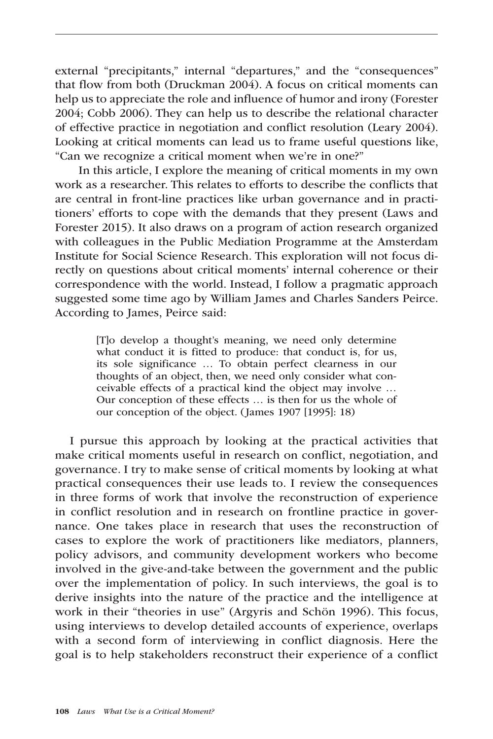external "precipitants," internal "departures," and the "consequences" that flow from both (Druckman 2004). A focus on critical moments can help us to appreciate the role and influence of humor and irony (Forester 2004; Cobb 2006). They can help us to describe the relational character of effective practice in negotiation and conflict resolution (Leary 2004). Looking at critical moments can lead us to frame useful questions like, "Can we recognize a critical moment when we're in one?"

In this article, I explore the meaning of critical moments in my own work as a researcher. This relates to efforts to describe the conflicts that are central in front-line practices like urban governance and in practitioners' efforts to cope with the demands that they present (Laws and Forester 2015). It also draws on a program of action research organized with colleagues in the Public Mediation Programme at the Amsterdam Institute for Social Science Research. This exploration will not focus directly on questions about critical moments' internal coherence or their correspondence with the world. Instead, I follow a pragmatic approach suggested some time ago by William James and Charles Sanders Peirce. According to James, Peirce said:

> [T]o develop a thought's meaning, we need only determine what conduct it is fitted to produce: that conduct is, for us, its sole significance … To obtain perfect clearness in our thoughts of an object, then, we need only consider what conceivable effects of a practical kind the object may involve … Our conception of these effects … is then for us the whole of our conception of the object. (James 1907 [1995]: 18)

I pursue this approach by looking at the practical activities that make critical moments useful in research on conflict, negotiation, and governance. I try to make sense of critical moments by looking at what practical consequences their use leads to. I review the consequences in three forms of work that involve the reconstruction of experience in conflict resolution and in research on frontline practice in governance. One takes place in research that uses the reconstruction of cases to explore the work of practitioners like mediators, planners, policy advisors, and community development workers who become involved in the give-and-take between the government and the public over the implementation of policy. In such interviews, the goal is to derive insights into the nature of the practice and the intelligence at work in their "theories in use" (Argyris and Schön 1996). This focus, using interviews to develop detailed accounts of experience, overlaps with a second form of interviewing in conflict diagnosis. Here the goal is to help stakeholders reconstruct their experience of a conflict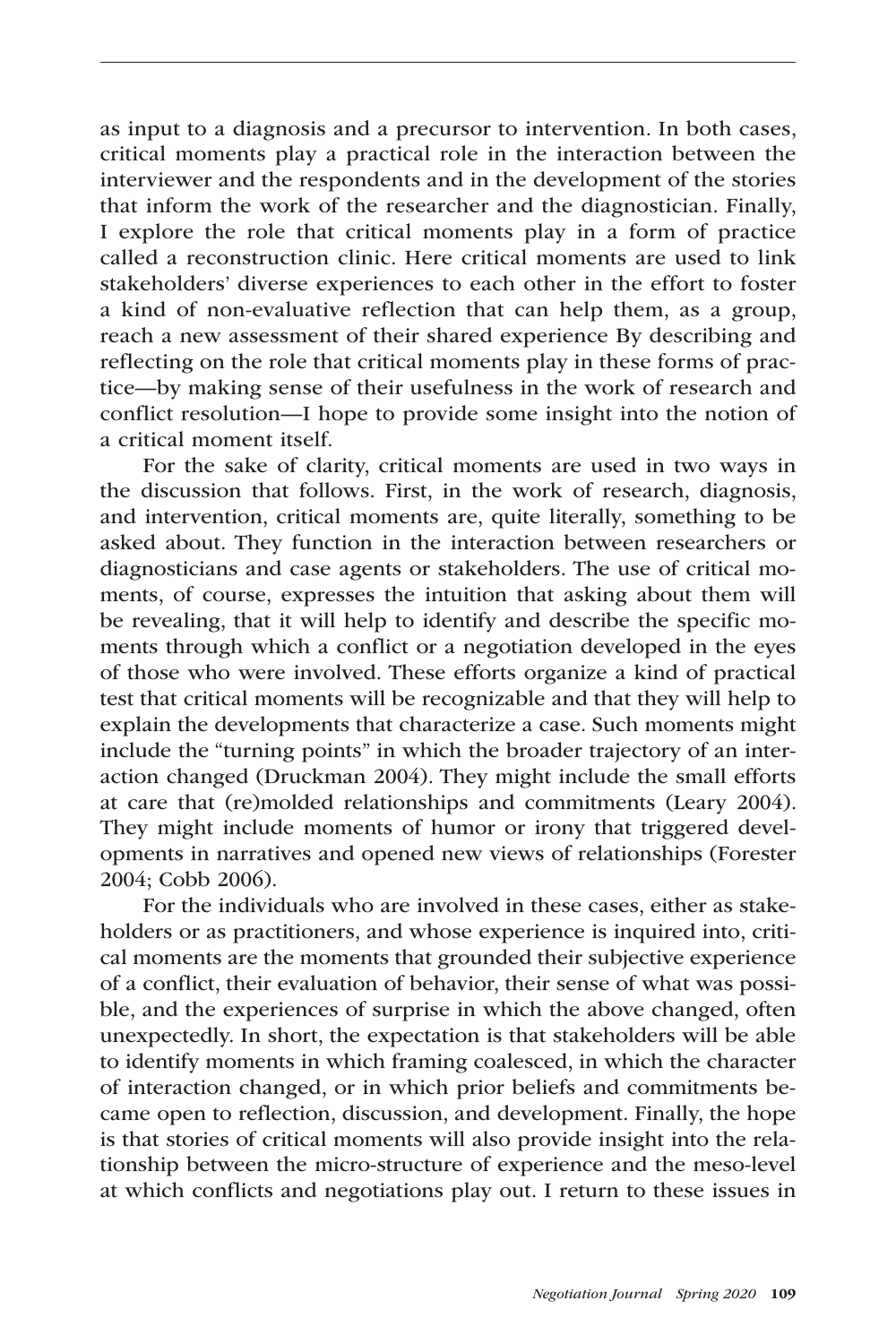as input to a diagnosis and a precursor to intervention. In both cases, critical moments play a practical role in the interaction between the interviewer and the respondents and in the development of the stories that inform the work of the researcher and the diagnostician. Finally, I explore the role that critical moments play in a form of practice called a reconstruction clinic. Here critical moments are used to link stakeholders' diverse experiences to each other in the effort to foster a kind of non-evaluative reflection that can help them, as a group, reach a new assessment of their shared experience By describing and reflecting on the role that critical moments play in these forms of practice—by making sense of their usefulness in the work of research and conflict resolution—I hope to provide some insight into the notion of a critical moment itself.

For the sake of clarity, critical moments are used in two ways in the discussion that follows. First, in the work of research, diagnosis, and intervention, critical moments are, quite literally, something to be asked about. They function in the interaction between researchers or diagnosticians and case agents or stakeholders. The use of critical moments, of course, expresses the intuition that asking about them will be revealing, that it will help to identify and describe the specific moments through which a conflict or a negotiation developed in the eyes of those who were involved. These efforts organize a kind of practical test that critical moments will be recognizable and that they will help to explain the developments that characterize a case. Such moments might include the "turning points" in which the broader trajectory of an interaction changed (Druckman 2004). They might include the small efforts at care that (re)molded relationships and commitments (Leary 2004). They might include moments of humor or irony that triggered developments in narratives and opened new views of relationships (Forester 2004; Cobb 2006).

For the individuals who are involved in these cases, either as stakeholders or as practitioners, and whose experience is inquired into, critical moments are the moments that grounded their subjective experience of a conflict, their evaluation of behavior, their sense of what was possible, and the experiences of surprise in which the above changed, often unexpectedly. In short, the expectation is that stakeholders will be able to identify moments in which framing coalesced, in which the character of interaction changed, or in which prior beliefs and commitments became open to reflection, discussion, and development. Finally, the hope is that stories of critical moments will also provide insight into the relationship between the micro-structure of experience and the meso-level at which conflicts and negotiations play out. I return to these issues in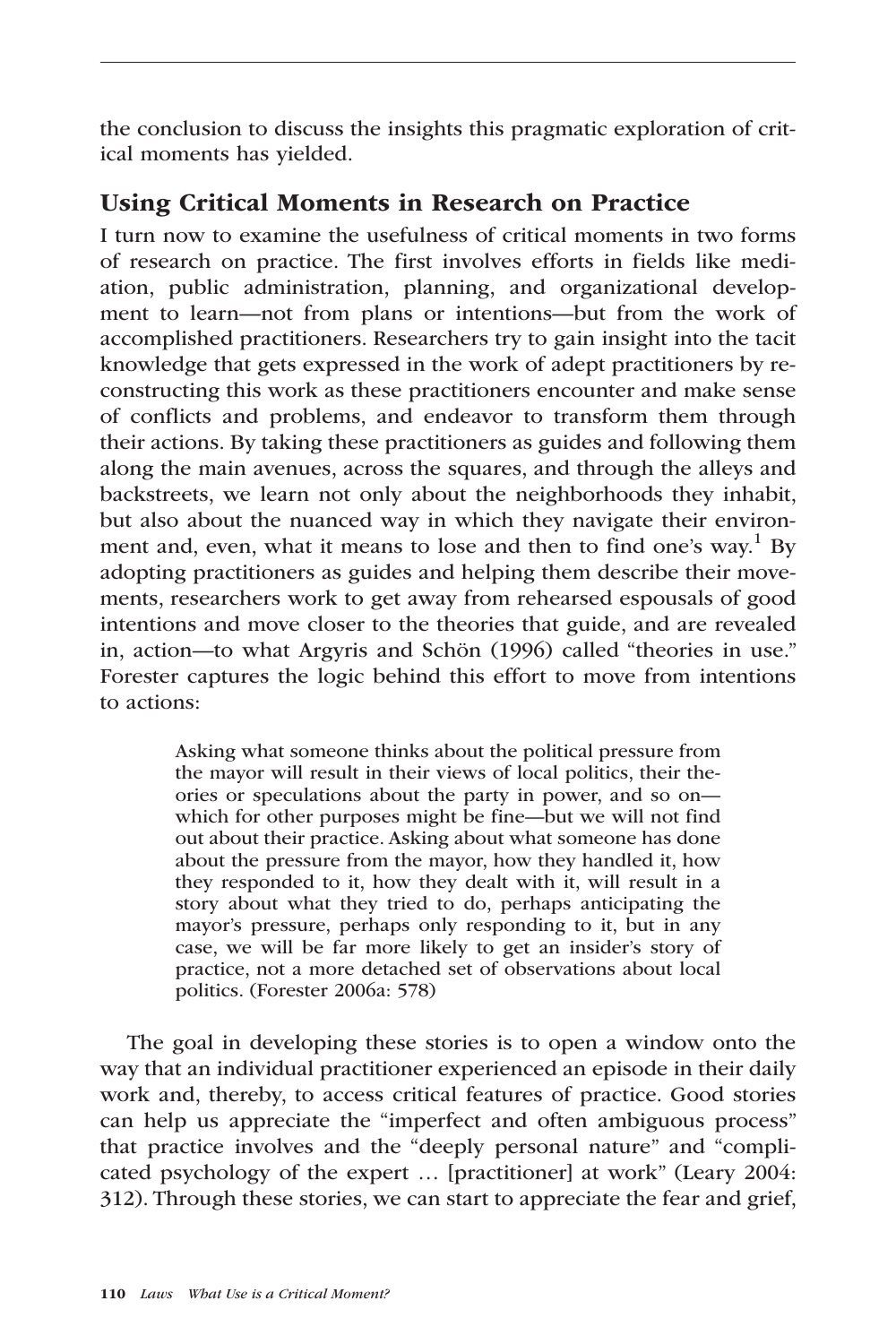the conclusion to discuss the insights this pragmatic exploration of critical moments has yielded.

## Using Critical Moments in Research on Practice

I turn now to examine the usefulness of critical moments in two forms of research on practice. The first involves efforts in fields like mediation, public administration, planning, and organizational development to learn—not from plans or intentions—but from the work of accomplished practitioners. Researchers try to gain insight into the tacit knowledge that gets expressed in the work of adept practitioners by reconstructing this work as these practitioners encounter and make sense of conflicts and problems, and endeavor to transform them through their actions. By taking these practitioners as guides and following them along the main avenues, across the squares, and through the alleys and backstreets, we learn not only about the neighborhoods they inhabit, but also about the nuanced way in which they navigate their environment and, even, what it means to lose and then to find one's way.[1] By adopting practitioners as guides and helping them describe their movements, researchers work to get away from rehearsed espousals of good intentions and move closer to the theories that guide, and are revealed in, action—to what Argyris and Schön (1996) called "theories in use." Forester captures the logic behind this effort to move from intentions to actions:

> Asking what someone thinks about the political pressure from the mayor will result in their views of local politics, their theories or speculations about the party in power, and so on—which for other purposes might be fine—but we will not find out about their practice. Asking about what someone has done about the pressure from the mayor, how they handled it, how they responded to it, how they dealt with it, will result in a story about what they tried to do, perhaps anticipating the mayor's pressure, perhaps only responding to it, but in any case, we will be far more likely to get an insider's story of practice, not a more detached set of observations about local politics. (Forester 2006a: 578)

The goal in developing these stories is to open a window onto the way that an individual practitioner experienced an episode in their daily work and, thereby, to access critical features of practice. Good stories can help us appreciate the "imperfect and often ambiguous process" that practice involves and the "deeply personal nature" and "complicated psychology of the expert … [practitioner] at work" (Leary 2004: 312). Through these stories, we can start to appreciate the fear and grief,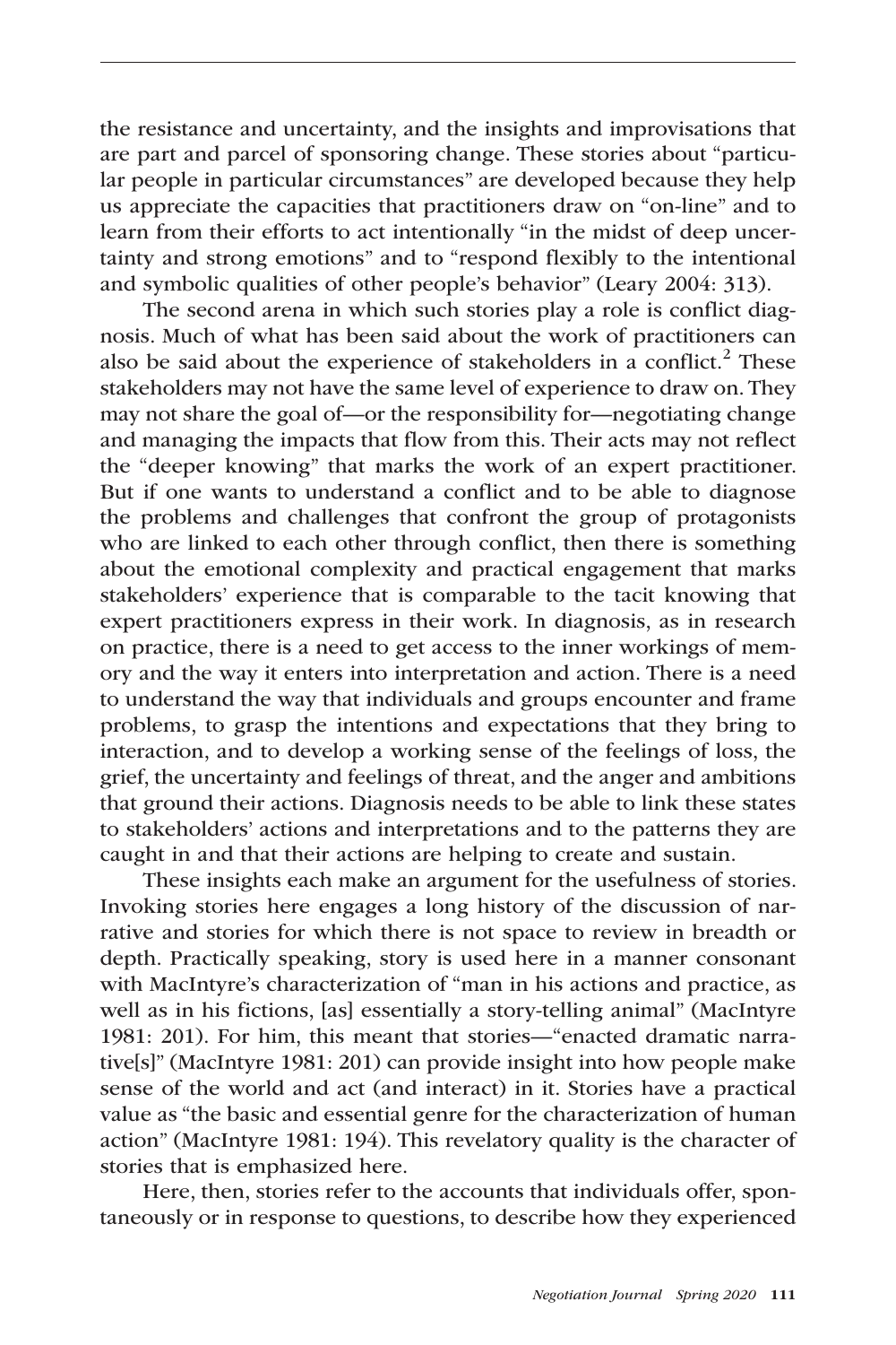the resistance and uncertainty, and the insights and improvisations that are part and parcel of sponsoring change. These stories about "particular people in particular circumstances" are developed because they help us appreciate the capacities that practitioners draw on "on-line" and to learn from their efforts to act intentionally "in the midst of deep uncertainty and strong emotions" and to "respond flexibly to the intentional and symbolic qualities of other people's behavior" (Leary 2004: 313).

The second arena in which such stories play a role is conflict diagnosis. Much of what has been said about the work of practitioners can also be said about the experience of stakeholders in a conflict.[2] These stakeholders may not have the same level of experience to draw on. They may not share the goal of—or the responsibility for—negotiating change and managing the impacts that flow from this. Their acts may not reflect the "deeper knowing" that marks the work of an expert practitioner. But if one wants to understand a conflict and to be able to diagnose the problems and challenges that confront the group of protagonists who are linked to each other through conflict, then there is something about the emotional complexity and practical engagement that marks stakeholders' experience that is comparable to the tacit knowing that expert practitioners express in their work. In diagnosis, as in research on practice, there is a need to get access to the inner workings of memory and the way it enters into interpretation and action. There is a need to understand the way that individuals and groups encounter and frame problems, to grasp the intentions and expectations that they bring to interaction, and to develop a working sense of the feelings of loss, the grief, the uncertainty and feelings of threat, and the anger and ambitions that ground their actions. Diagnosis needs to be able to link these states to stakeholders' actions and interpretations and to the patterns they are caught in and that their actions are helping to create and sustain.

These insights each make an argument for the usefulness of stories. Invoking stories here engages a long history of the discussion of narrative and stories for which there is not space to review in breadth or depth. Practically speaking, story is used here in a manner consonant with MacIntyre's characterization of "man in his actions and practice, as well as in his fictions, [as] essentially a story-telling animal" (MacIntyre 1981: 201). For him, this meant that stories—"enacted dramatic narrative[s]" (MacIntyre 1981: 201) can provide insight into how people make sense of the world and act (and interact) in it. Stories have a practical value as "the basic and essential genre for the characterization of human action" (MacIntyre 1981: 194). This revelatory quality is the character of stories that is emphasized here.

Here, then, stories refer to the accounts that individuals offer, spontaneously or in response to questions, to describe how they experienced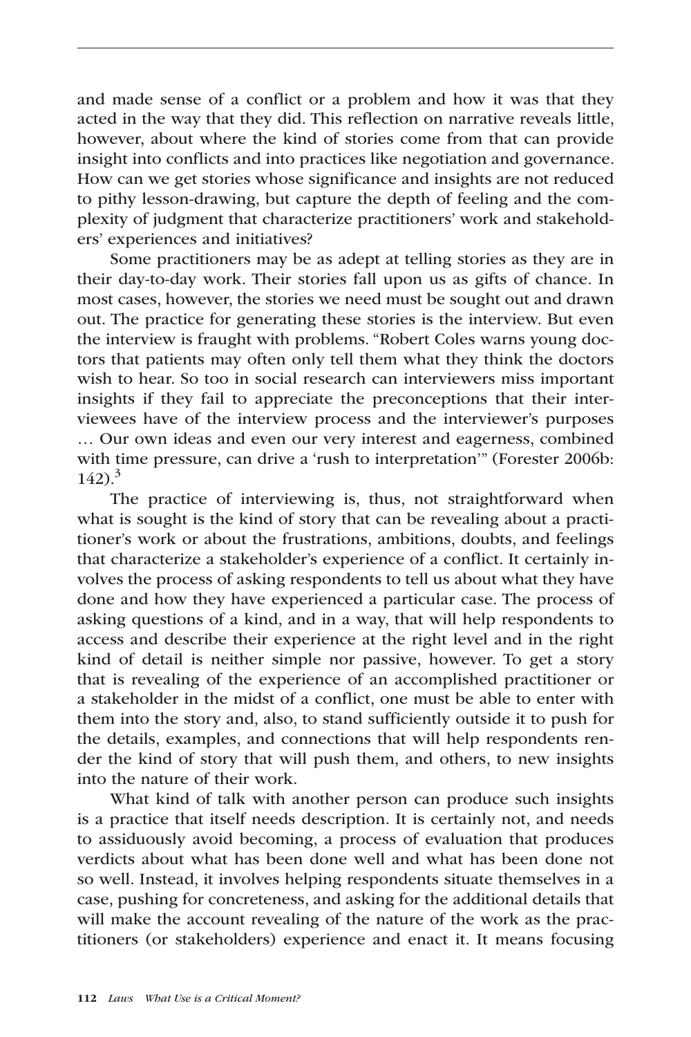and made sense of a conflict or a problem and how it was that they acted in the way that they did. This reflection on narrative reveals little, however, about where the kind of stories come from that can provide insight into conflicts and into practices like negotiation and governance. How can we get stories whose significance and insights are not reduced to pithy lesson-drawing, but capture the depth of feeling and the complexity of judgment that characterize practitioners' work and stakeholders' experiences and initiatives?

Some practitioners may be as adept at telling stories as they are in their day-to-day work. Their stories fall upon us as gifts of chance. In most cases, however, the stories we need must be sought out and drawn out. The practice for generating these stories is the interview. But even the interview is fraught with problems. "Robert Coles warns young doctors that patients may often only tell them what they think the doctors wish to hear. So too in social research can interviewers miss important insights if they fail to appreciate the preconceptions that their interviewees have of the interview process and the interviewer's purposes … Our own ideas and even our very interest and eagerness, combined with time pressure, can drive a 'rush to interpretation'" (Forester 2006b: 142).[3]

The practice of interviewing is, thus, not straightforward when what is sought is the kind of story that can be revealing about a practitioner's work or about the frustrations, ambitions, doubts, and feelings that characterize a stakeholder's experience of a conflict. It certainly involves the process of asking respondents to tell us about what they have done and how they have experienced a particular case. The process of asking questions of a kind, and in a way, that will help respondents to access and describe their experience at the right level and in the right kind of detail is neither simple nor passive, however. To get a story that is revealing of the experience of an accomplished practitioner or a stakeholder in the midst of a conflict, one must be able to enter with them into the story and, also, to stand sufficiently outside it to push for the details, examples, and connections that will help respondents render the kind of story that will push them, and others, to new insights into the nature of their work.

What kind of talk with another person can produce such insights is a practice that itself needs description. It is certainly not, and needs to assiduously avoid becoming, a process of evaluation that produces verdicts about what has been done well and what has been done not so well. Instead, it involves helping respondents situate themselves in a case, pushing for concreteness, and asking for the additional details that will make the account revealing of the nature of the work as the practitioners (or stakeholders) experience and enact it. It means focusing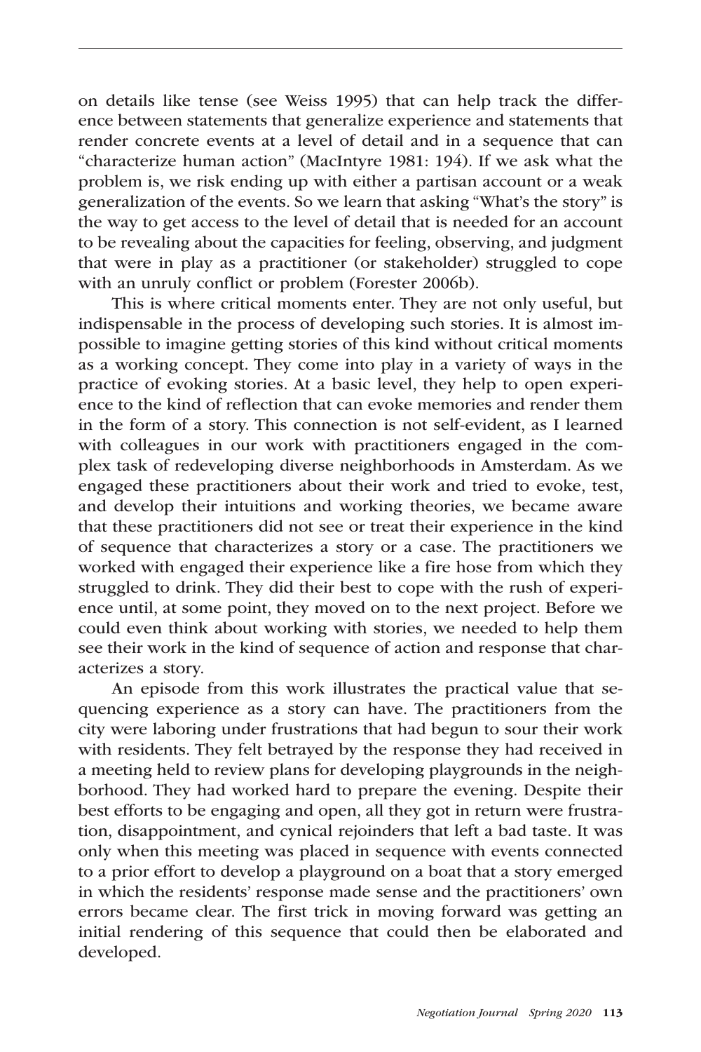on details like tense (see Weiss 1995) that can help track the difference between statements that generalize experience and statements that render concrete events at a level of detail and in a sequence that can "characterize human action" (MacIntyre 1981: 194). If we ask what the problem is, we risk ending up with either a partisan account or a weak generalization of the events. So we learn that asking "What's the story" is the way to get access to the level of detail that is needed for an account to be revealing about the capacities for feeling, observing, and judgment that were in play as a practitioner (or stakeholder) struggled to cope with an unruly conflict or problem (Forester 2006b).

This is where critical moments enter. They are not only useful, but indispensable in the process of developing such stories. It is almost impossible to imagine getting stories of this kind without critical moments as a working concept. They come into play in a variety of ways in the practice of evoking stories. At a basic level, they help to open experience to the kind of reflection that can evoke memories and render them in the form of a story. This connection is not self-evident, as I learned with colleagues in our work with practitioners engaged in the complex task of redeveloping diverse neighborhoods in Amsterdam. As we engaged these practitioners about their work and tried to evoke, test, and develop their intuitions and working theories, we became aware that these practitioners did not see or treat their experience in the kind of sequence that characterizes a story or a case. The practitioners we worked with engaged their experience like a fire hose from which they struggled to drink. They did their best to cope with the rush of experience until, at some point, they moved on to the next project. Before we could even think about working with stories, we needed to help them see their work in the kind of sequence of action and response that characterizes a story.

An episode from this work illustrates the practical value that sequencing experience as a story can have. The practitioners from the city were laboring under frustrations that had begun to sour their work with residents. They felt betrayed by the response they had received in a meeting held to review plans for developing playgrounds in the neighborhood. They had worked hard to prepare the evening. Despite their best efforts to be engaging and open, all they got in return were frustration, disappointment, and cynical rejoinders that left a bad taste. It was only when this meeting was placed in sequence with events connected to a prior effort to develop a playground on a boat that a story emerged in which the residents' response made sense and the practitioners' own errors became clear. The first trick in moving forward was getting an initial rendering of this sequence that could then be elaborated and developed.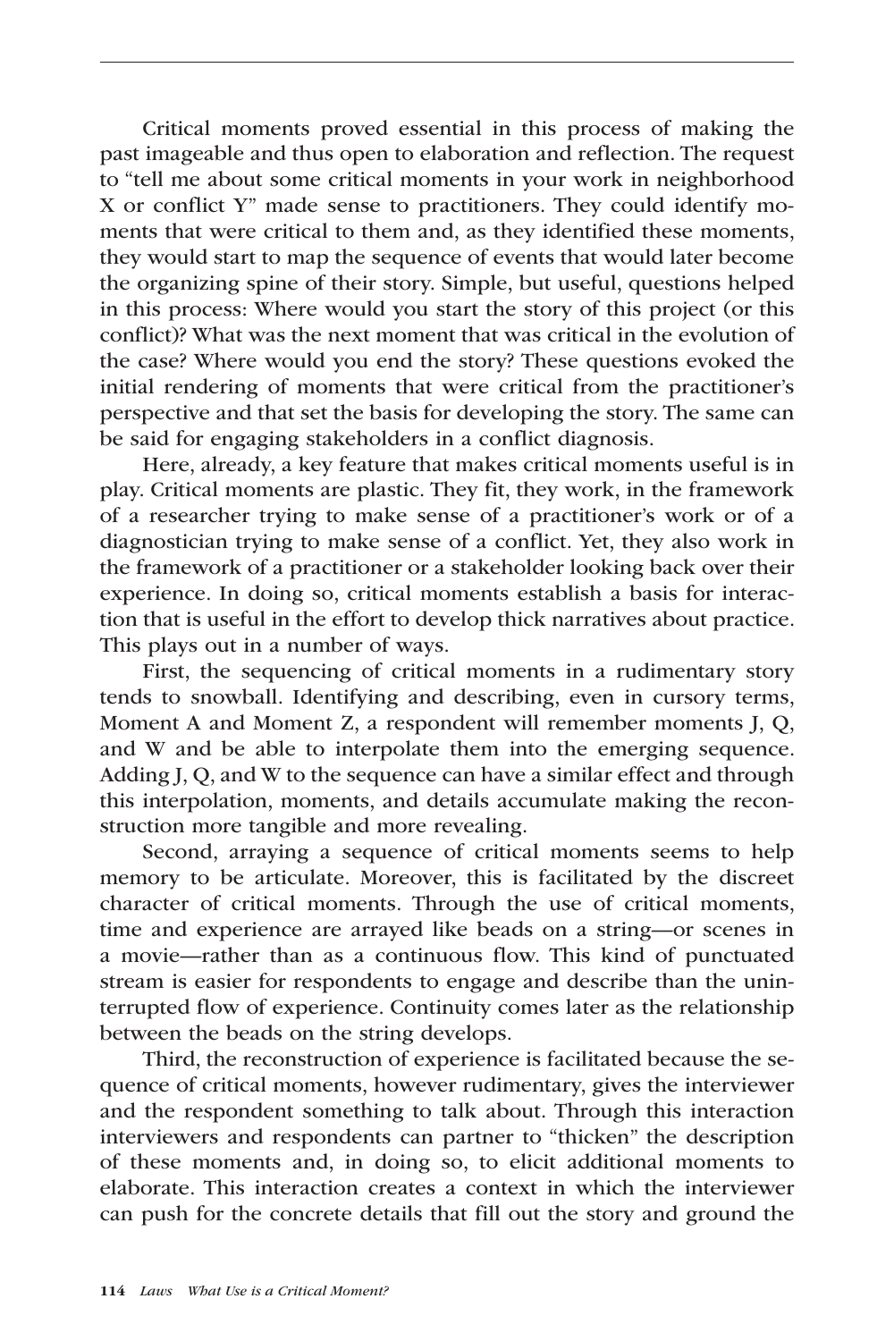Critical moments proved essential in this process of making the past imageable and thus open to elaboration and reflection. The request to "tell me about some critical moments in your work in neighborhood X or conflict Y" made sense to practitioners. They could identify moments that were critical to them and, as they identified these moments, they would start to map the sequence of events that would later become the organizing spine of their story. Simple, but useful, questions helped in this process: Where would you start the story of this project (or this conflict)? What was the next moment that was critical in the evolution of the case? Where would you end the story? These questions evoked the initial rendering of moments that were critical from the practitioner's perspective and that set the basis for developing the story. The same can be said for engaging stakeholders in a conflict diagnosis.

Here, already, a key feature that makes critical moments useful is in play. Critical moments are plastic. They fit, they work, in the framework of a researcher trying to make sense of a practitioner's work or of a diagnostician trying to make sense of a conflict. Yet, they also work in the framework of a practitioner or a stakeholder looking back over their experience. In doing so, critical moments establish a basis for interaction that is useful in the effort to develop thick narratives about practice. This plays out in a number of ways.

First, the sequencing of critical moments in a rudimentary story tends to snowball. Identifying and describing, even in cursory terms, Moment A and Moment Z, a respondent will remember moments J, Q, and W and be able to interpolate them into the emerging sequence. Adding J, Q, and W to the sequence can have a similar effect and through this interpolation, moments, and details accumulate making the reconstruction more tangible and more revealing.

Second, arraying a sequence of critical moments seems to help memory to be articulate. Moreover, this is facilitated by the discreet character of critical moments. Through the use of critical moments, time and experience are arrayed like beads on a string—or scenes in a movie—rather than as a continuous flow. This kind of punctuated stream is easier for respondents to engage and describe than the uninterrupted flow of experience. Continuity comes later as the relationship between the beads on the string develops.

Third, the reconstruction of experience is facilitated because the sequence of critical moments, however rudimentary, gives the interviewer and the respondent something to talk about. Through this interaction interviewers and respondents can partner to "thicken" the description of these moments and, in doing so, to elicit additional moments to elaborate. This interaction creates a context in which the interviewer can push for the concrete details that fill out the story and ground the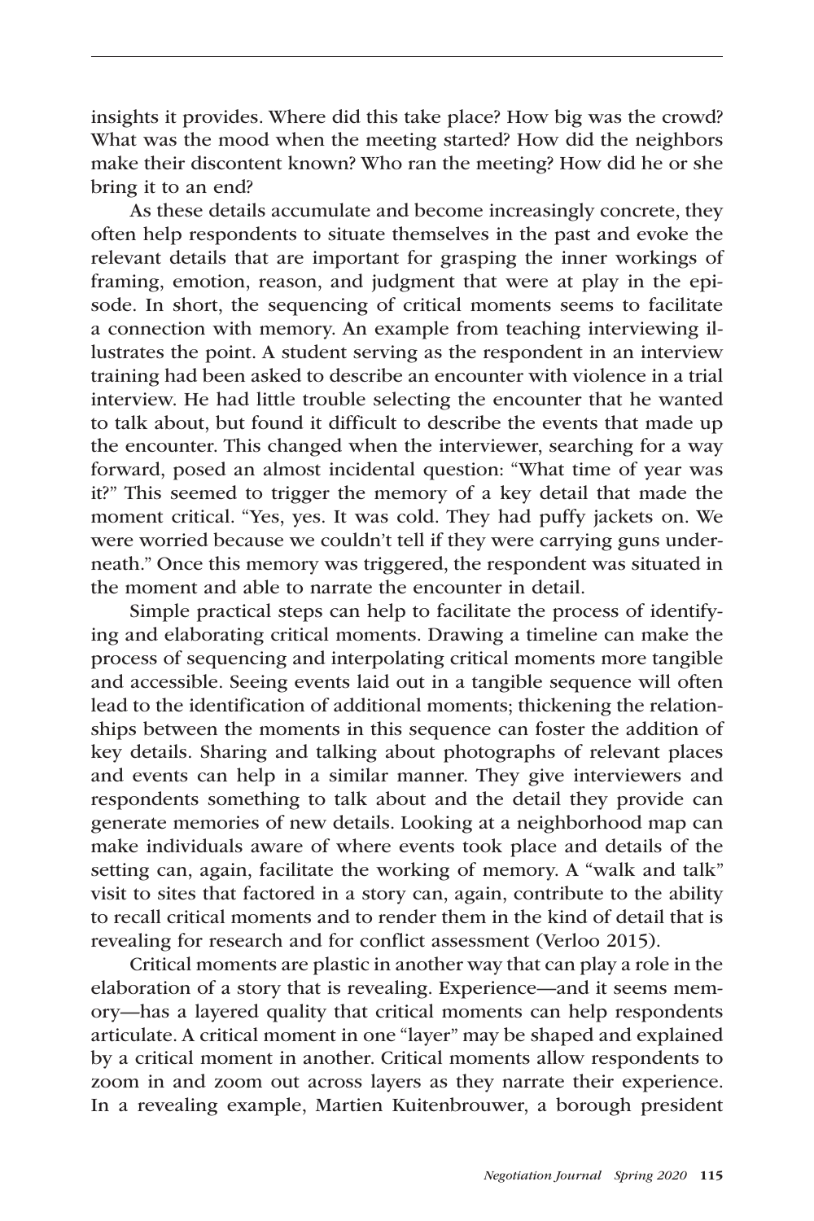insights it provides. Where did this take place? How big was the crowd? What was the mood when the meeting started? How did the neighbors make their discontent known? Who ran the meeting? How did he or she bring it to an end?

As these details accumulate and become increasingly concrete, they often help respondents to situate themselves in the past and evoke the relevant details that are important for grasping the inner workings of framing, emotion, reason, and judgment that were at play in the episode. In short, the sequencing of critical moments seems to facilitate a connection with memory. An example from teaching interviewing illustrates the point. A student serving as the respondent in an interview training had been asked to describe an encounter with violence in a trial interview. He had little trouble selecting the encounter that he wanted to talk about, but found it difficult to describe the events that made up the encounter. This changed when the interviewer, searching for a way forward, posed an almost incidental question: "What time of year was it?" This seemed to trigger the memory of a key detail that made the moment critical. "Yes, yes. It was cold. They had puffy jackets on. We were worried because we couldn't tell if they were carrying guns underneath." Once this memory was triggered, the respondent was situated in the moment and able to narrate the encounter in detail.

Simple practical steps can help to facilitate the process of identifying and elaborating critical moments. Drawing a timeline can make the process of sequencing and interpolating critical moments more tangible and accessible. Seeing events laid out in a tangible sequence will often lead to the identification of additional moments; thickening the relationships between the moments in this sequence can foster the addition of key details. Sharing and talking about photographs of relevant places and events can help in a similar manner. They give interviewers and respondents something to talk about and the detail they provide can generate memories of new details. Looking at a neighborhood map can make individuals aware of where events took place and details of the setting can, again, facilitate the working of memory. A "walk and talk" visit to sites that factored in a story can, again, contribute to the ability to recall critical moments and to render them in the kind of detail that is revealing for research and for conflict assessment (Verloo 2015).

Critical moments are plastic in another way that can play a role in the elaboration of a story that is revealing. Experience—and it seems memory—has a layered quality that critical moments can help respondents articulate. A critical moment in one "layer" may be shaped and explained by a critical moment in another. Critical moments allow respondents to zoom in and zoom out across layers as they narrate their experience. In a revealing example, Martien Kuitenbrouwer, a borough president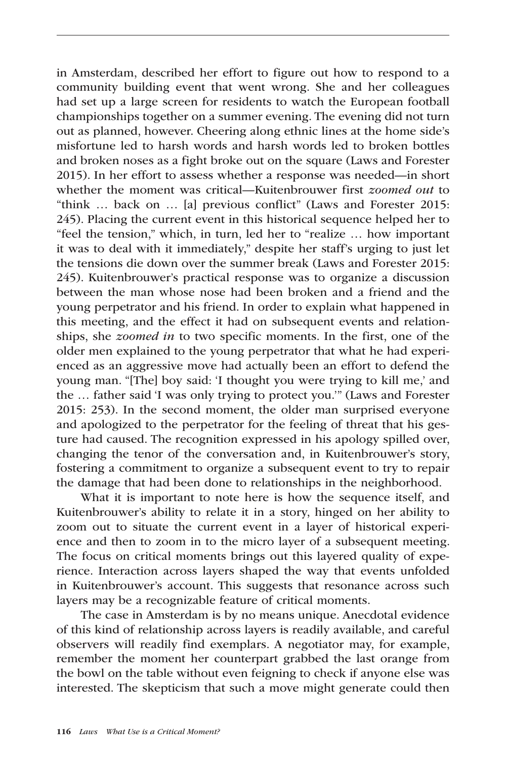in Amsterdam, described her effort to figure out how to respond to a community building event that went wrong. She and her colleagues had set up a large screen for residents to watch the European football championships together on a summer evening. The evening did not turn out as planned, however. Cheering along ethnic lines at the home side's misfortune led to harsh words and harsh words led to broken bottles and broken noses as a fight broke out on the square (Laws and Forester 2015). In her effort to assess whether a response was needed—in short whether the moment was critical—Kuitenbrouwer first *zoomed out* to "think … back on … [a] previous conflict" (Laws and Forester 2015: 245). Placing the current event in this historical sequence helped her to "feel the tension," which, in turn, led her to "realize … how important it was to deal with it immediately," despite her staff's urging to just let the tensions die down over the summer break (Laws and Forester 2015: 245). Kuitenbrouwer's practical response was to organize a discussion between the man whose nose had been broken and a friend and the young perpetrator and his friend. In order to explain what happened in this meeting, and the effect it had on subsequent events and relationships, she *zoomed in* to two specific moments. In the first, one of the older men explained to the young perpetrator that what he had experienced as an aggressive move had actually been an effort to defend the young man. "[The] boy said: 'I thought you were trying to kill me,' and the … father said 'I was only trying to protect you.'" (Laws and Forester 2015: 253). In the second moment, the older man surprised everyone and apologized to the perpetrator for the feeling of threat that his gesture had caused. The recognition expressed in his apology spilled over, changing the tenor of the conversation and, in Kuitenbrouwer's story, fostering a commitment to organize a subsequent event to try to repair the damage that had been done to relationships in the neighborhood.

What it is important to note here is how the sequence itself, and Kuitenbrouwer's ability to relate it in a story, hinged on her ability to zoom out to situate the current event in a layer of historical experience and then to zoom in to the micro layer of a subsequent meeting. The focus on critical moments brings out this layered quality of experience. Interaction across layers shaped the way that events unfolded in Kuitenbrouwer's account. This suggests that resonance across such layers may be a recognizable feature of critical moments.

The case in Amsterdam is by no means unique. Anecdotal evidence of this kind of relationship across layers is readily available, and careful observers will readily find exemplars. A negotiator may, for example, remember the moment her counterpart grabbed the last orange from the bowl on the table without even feigning to check if anyone else was interested. The skepticism that such a move might generate could then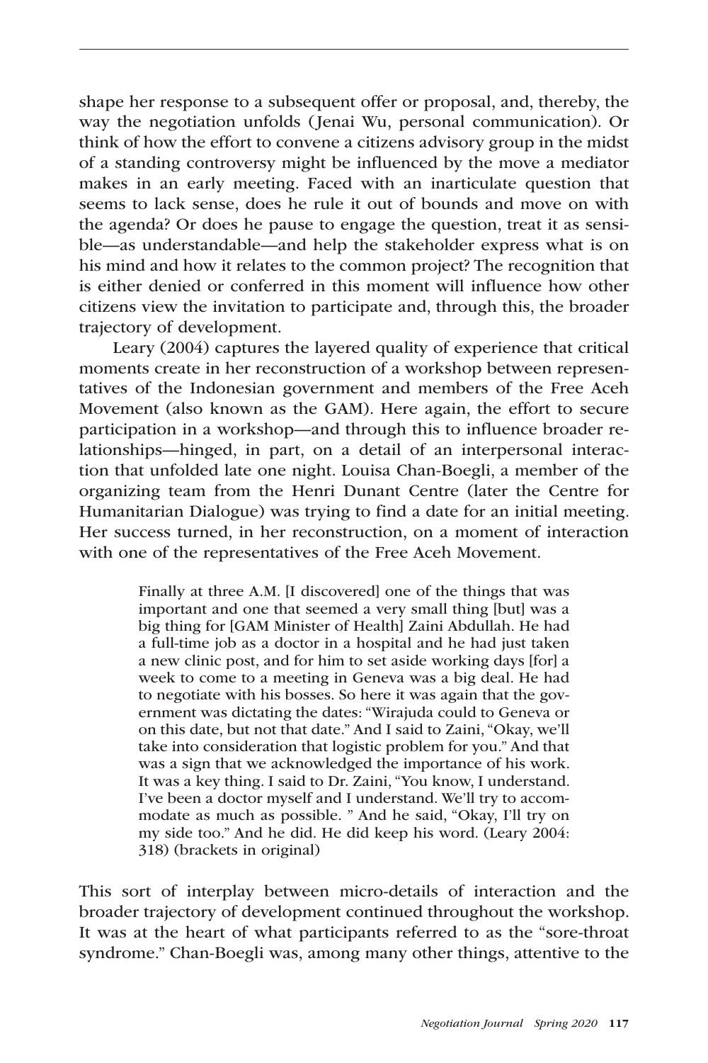shape her response to a subsequent offer or proposal, and, thereby, the way the negotiation unfolds (Jenai Wu, personal communication). Or think of how the effort to convene a citizens advisory group in the midst of a standing controversy might be influenced by the move a mediator makes in an early meeting. Faced with an inarticulate question that seems to lack sense, does he rule it out of bounds and move on with the agenda? Or does he pause to engage the question, treat it as sensible—as understandable—and help the stakeholder express what is on his mind and how it relates to the common project? The recognition that is either denied or conferred in this moment will influence how other citizens view the invitation to participate and, through this, the broader trajectory of development.

Leary (2004) captures the layered quality of experience that critical moments create in her reconstruction of a workshop between representatives of the Indonesian government and members of the Free Aceh Movement (also known as the GAM). Here again, the effort to secure participation in a workshop—and through this to influence broader relationships—hinged, in part, on a detail of an interpersonal interaction that unfolded late one night. Louisa Chan-Boegli, a member of the organizing team from the Henri Dunant Centre (later the Centre for Humanitarian Dialogue) was trying to find a date for an initial meeting. Her success turned, in her reconstruction, on a moment of interaction with one of the representatives of the Free Aceh Movement.

> Finally at three A.M. [I discovered] one of the things that was important and one that seemed a very small thing [but] was a big thing for [GAM Minister of Health] Zaini Abdullah. He had a full-time job as a doctor in a hospital and he had just taken a new clinic post, and for him to set aside working days [for] a week to come to a meeting in Geneva was a big deal. He had to negotiate with his bosses. So here it was again that the government was dictating the dates: "Wirajuda could to Geneva or on this date, but not that date." And I said to Zaini, "Okay, we'll take into consideration that logistic problem for you." And that was a sign that we acknowledged the importance of his work. It was a key thing. I said to Dr. Zaini, "You know, I understand. I've been a doctor myself and I understand. We'll try to accommodate as much as possible. " And he said, "Okay, I'll try on my side too." And he did. He did keep his word. (Leary 2004: 318) (brackets in original)

This sort of interplay between micro-details of interaction and the broader trajectory of development continued throughout the workshop. It was at the heart of what participants referred to as the "sore-throat syndrome." Chan-Boegli was, among many other things, attentive to the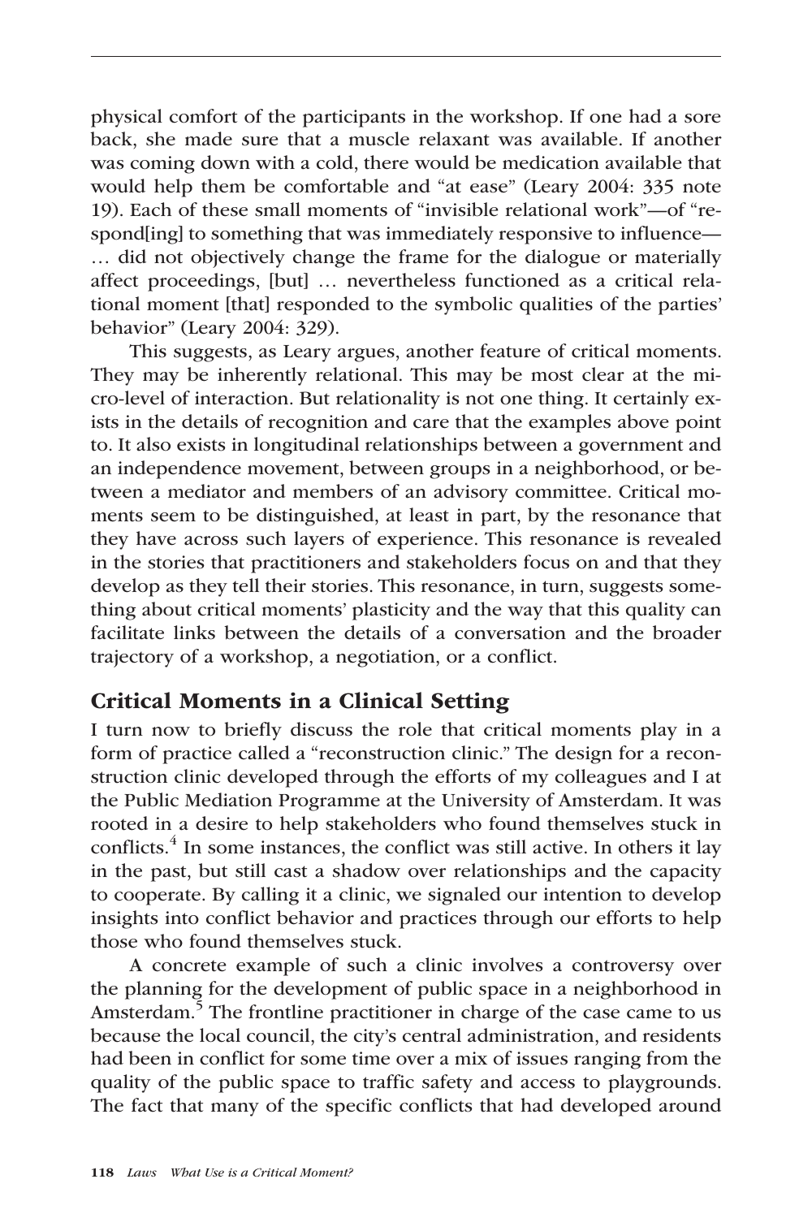physical comfort of the participants in the workshop. If one had a sore back, she made sure that a muscle relaxant was available. If another was coming down with a cold, there would be medication available that would help them be comfortable and "at ease" (Leary 2004: 335 note 19). Each of these small moments of "invisible relational work"—of "respond[ing] to something that was immediately responsive to influence— … did not objectively change the frame for the dialogue or materially affect proceedings, [but] … nevertheless functioned as a critical relational moment [that] responded to the symbolic qualities of the parties' behavior" (Leary 2004: 329).

This suggests, as Leary argues, another feature of critical moments. They may be inherently relational. This may be most clear at the micro-level of interaction. But relationality is not one thing. It certainly exists in the details of recognition and care that the examples above point to. It also exists in longitudinal relationships between a government and an independence movement, between groups in a neighborhood, or between a mediator and members of an advisory committee. Critical moments seem to be distinguished, at least in part, by the resonance that they have across such layers of experience. This resonance is revealed in the stories that practitioners and stakeholders focus on and that they develop as they tell their stories. This resonance, in turn, suggests something about critical moments' plasticity and the way that this quality can facilitate links between the details of a conversation and the broader trajectory of a workshop, a negotiation, or a conflict.

## Critical Moments in a Clinical Setting

I turn now to briefly discuss the role that critical moments play in a form of practice called a "reconstruction clinic." The design for a reconstruction clinic developed through the efforts of my colleagues and I at the Public Mediation Programme at the University of Amsterdam. It was rooted in a desire to help stakeholders who found themselves stuck in conflicts.[4] In some instances, the conflict was still active. In others it lay in the past, but still cast a shadow over relationships and the capacity to cooperate. By calling it a clinic, we signaled our intention to develop insights into conflict behavior and practices through our efforts to help those who found themselves stuck.

A concrete example of such a clinic involves a controversy over the planning for the development of public space in a neighborhood in Amsterdam.[5] The frontline practitioner in charge of the case came to us because the local council, the city's central administration, and residents had been in conflict for some time over a mix of issues ranging from the quality of the public space to traffic safety and access to playgrounds. The fact that many of the specific conflicts that had developed around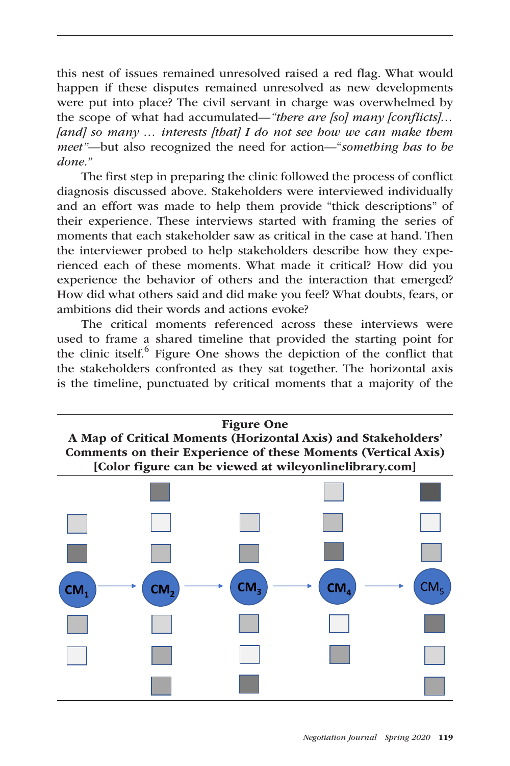this nest of issues remained unresolved raised a red flag. What would happen if these disputes remained unresolved as new developments were put into place? The civil servant in charge was overwhelmed by the scope of what had accumulated—*"there are [so] many [conflicts]… [and] so many … interests [that] I do not see how we can make them meet"*—but also recognized the need for action—"*something has to be done."*

The first step in preparing the clinic followed the process of conflict diagnosis discussed above. Stakeholders were interviewed individually and an effort was made to help them provide "thick descriptions" of their experience. These interviews started with framing the series of moments that each stakeholder saw as critical in the case at hand. Then the interviewer probed to help stakeholders describe how they experienced each of these moments. What made it critical? How did you experience the behavior of others and the interaction that emerged? How did what others said and did make you feel? What doubts, fears, or ambitions did their words and actions evoke?

The critical moments referenced across these interviews were used to frame a shared timeline that provided the starting point for the clinic itself.[6] Figure One shows the depiction of the conflict that the stakeholders confronted as they sat together. The horizontal axis is the timeline, punctuated by critical moments that a majority of the

**Figure One**
**A Map of Critical Moments (Horizontal Axis) and Stakeholders' Comments on their Experience of these Moments (Vertical Axis)**
**[Color figure can be viewed at wileyonlinelibrary.com]**

$CM_1$ → $CM_2$ → $CM_3$ → $CM_4$ → $CM_5$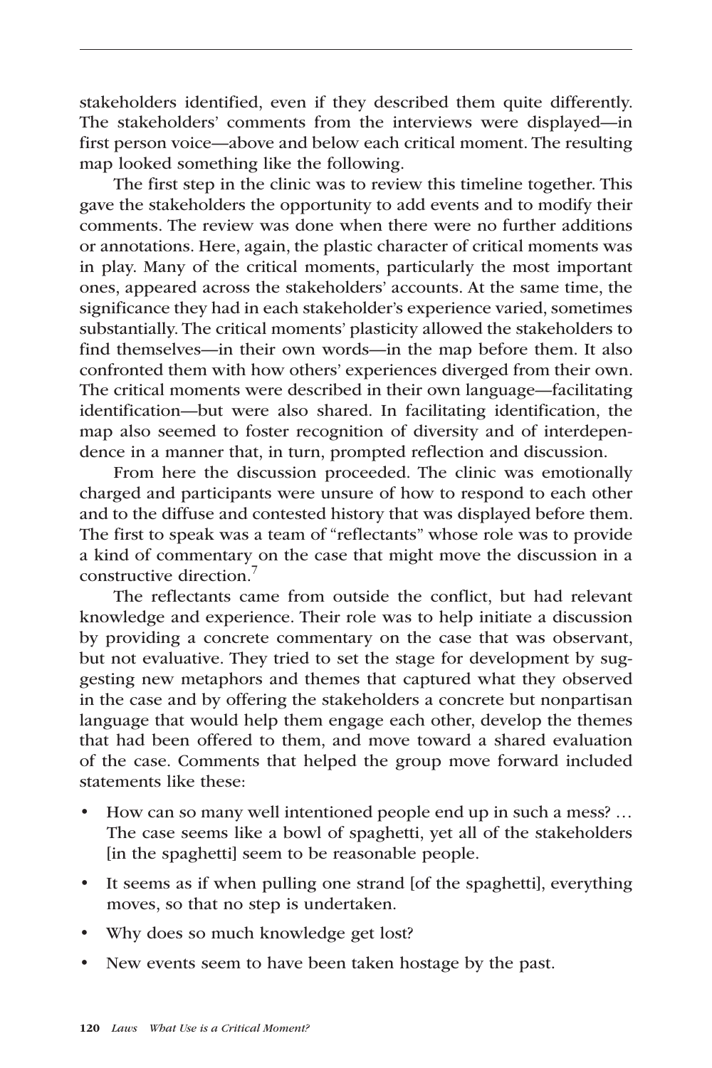stakeholders identified, even if they described them quite differently. The stakeholders' comments from the interviews were displayed—in first person voice—above and below each critical moment. The resulting map looked something like the following.

The first step in the clinic was to review this timeline together. This gave the stakeholders the opportunity to add events and to modify their comments. The review was done when there were no further additions or annotations. Here, again, the plastic character of critical moments was in play. Many of the critical moments, particularly the most important ones, appeared across the stakeholders' accounts. At the same time, the significance they had in each stakeholder's experience varied, sometimes substantially. The critical moments' plasticity allowed the stakeholders to find themselves—in their own words—in the map before them. It also confronted them with how others' experiences diverged from their own. The critical moments were described in their own language—facilitating identification—but were also shared. In facilitating identification, the map also seemed to foster recognition of diversity and of interdependence in a manner that, in turn, prompted reflection and discussion.

From here the discussion proceeded. The clinic was emotionally charged and participants were unsure of how to respond to each other and to the diffuse and contested history that was displayed before them. The first to speak was a team of "reflectants" whose role was to provide a kind of commentary on the case that might move the discussion in a constructive direction.[7]

The reflectants came from outside the conflict, but had relevant knowledge and experience. Their role was to help initiate a discussion by providing a concrete commentary on the case that was observant, but not evaluative. They tried to set the stage for development by suggesting new metaphors and themes that captured what they observed in the case and by offering the stakeholders a concrete but nonpartisan language that would help them engage each other, develop the themes that had been offered to them, and move toward a shared evaluation of the case. Comments that helped the group move forward included statements like these:

- How can so many well intentioned people end up in such a mess? … The case seems like a bowl of spaghetti, yet all of the stakeholders [in the spaghetti] seem to be reasonable people.
- It seems as if when pulling one strand [of the spaghetti], everything moves, so that no step is undertaken.
- Why does so much knowledge get lost?
- New events seem to have been taken hostage by the past.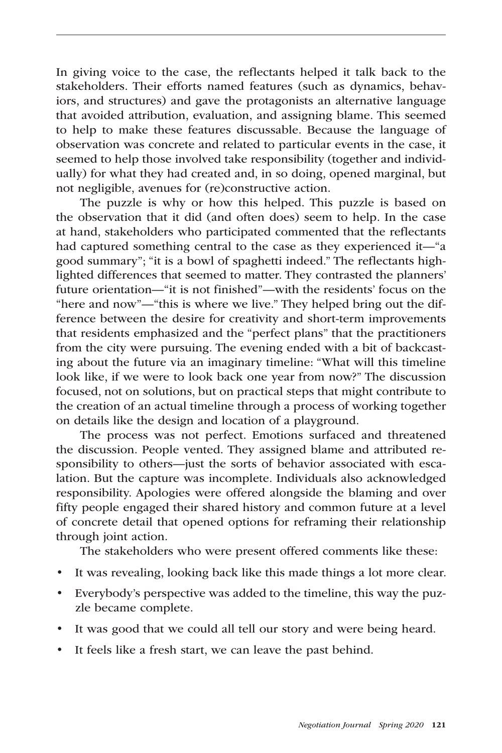In giving voice to the case, the reflectants helped it talk back to the stakeholders. Their efforts named features (such as dynamics, behaviors, and structures) and gave the protagonists an alternative language that avoided attribution, evaluation, and assigning blame. This seemed to help to make these features discussable. Because the language of observation was concrete and related to particular events in the case, it seemed to help those involved take responsibility (together and individually) for what they had created and, in so doing, opened marginal, but not negligible, avenues for (re)constructive action.

The puzzle is why or how this helped. This puzzle is based on the observation that it did (and often does) seem to help. In the case at hand, stakeholders who participated commented that the reflectants had captured something central to the case as they experienced it—"a good summary"; "it is a bowl of spaghetti indeed." The reflectants highlighted differences that seemed to matter. They contrasted the planners' future orientation—"it is not finished"—with the residents' focus on the "here and now"—"this is where we live." They helped bring out the difference between the desire for creativity and short-term improvements that residents emphasized and the "perfect plans" that the practitioners from the city were pursuing. The evening ended with a bit of backcasting about the future via an imaginary timeline: "What will this timeline look like, if we were to look back one year from now?" The discussion focused, not on solutions, but on practical steps that might contribute to the creation of an actual timeline through a process of working together on details like the design and location of a playground.

The process was not perfect. Emotions surfaced and threatened the discussion. People vented. They assigned blame and attributed responsibility to others—just the sorts of behavior associated with escalation. But the capture was incomplete. Individuals also acknowledged responsibility. Apologies were offered alongside the blaming and over fifty people engaged their shared history and common future at a level of concrete detail that opened options for reframing their relationship through joint action.

The stakeholders who were present offered comments like these:

- It was revealing, looking back like this made things a lot more clear.
- Everybody's perspective was added to the timeline, this way the puzzle became complete.
- It was good that we could all tell our story and were being heard.
- It feels like a fresh start, we can leave the past behind.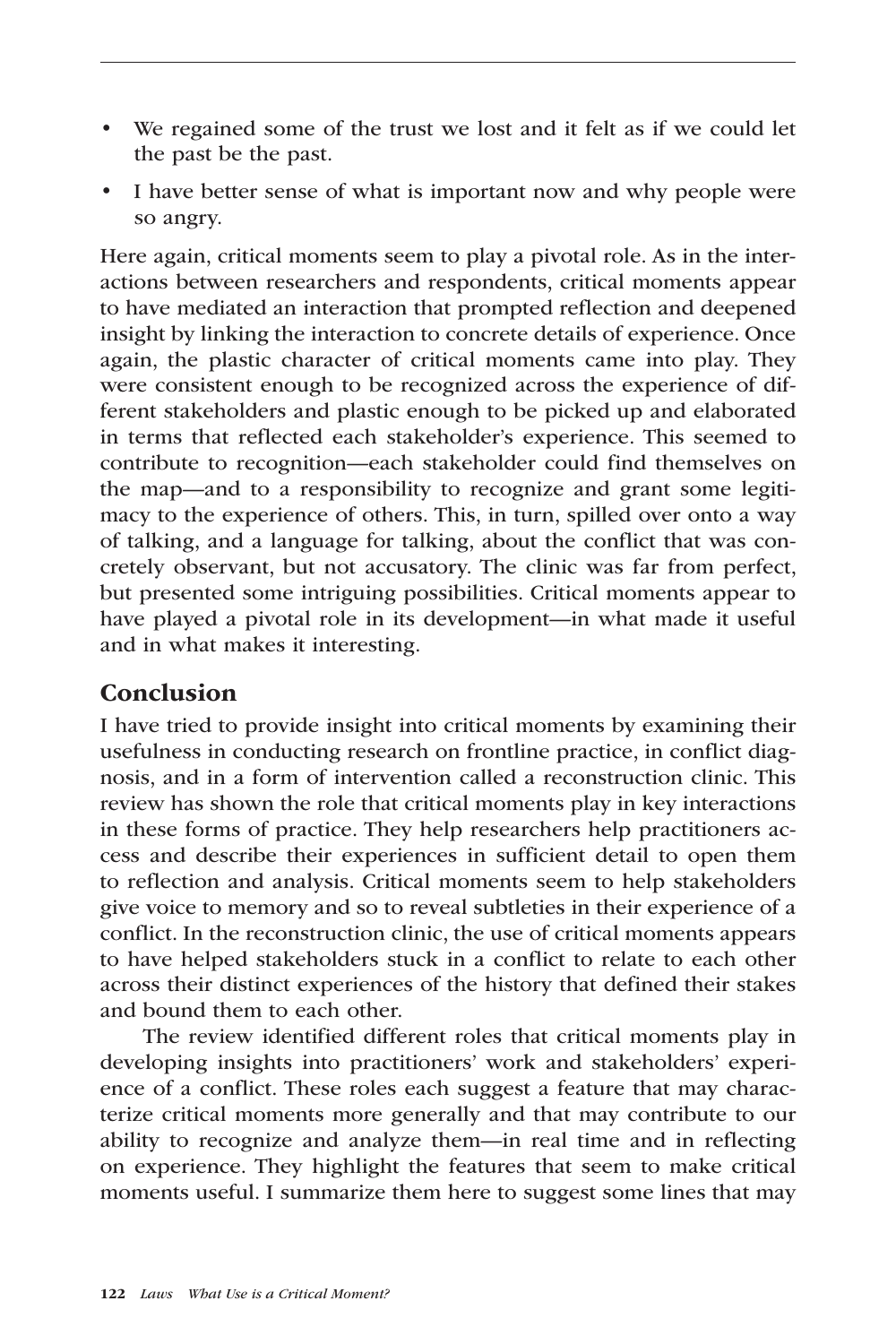- We regained some of the trust we lost and it felt as if we could let the past be the past.
- I have better sense of what is important now and why people were so angry.

Here again, critical moments seem to play a pivotal role. As in the interactions between researchers and respondents, critical moments appear to have mediated an interaction that prompted reflection and deepened insight by linking the interaction to concrete details of experience. Once again, the plastic character of critical moments came into play. They were consistent enough to be recognized across the experience of different stakeholders and plastic enough to be picked up and elaborated in terms that reflected each stakeholder's experience. This seemed to contribute to recognition—each stakeholder could find themselves on the map—and to a responsibility to recognize and grant some legitimacy to the experience of others. This, in turn, spilled over onto a way of talking, and a language for talking, about the conflict that was concretely observant, but not accusatory. The clinic was far from perfect, but presented some intriguing possibilities. Critical moments appear to have played a pivotal role in its development—in what made it useful and in what makes it interesting.

## Conclusion

I have tried to provide insight into critical moments by examining their usefulness in conducting research on frontline practice, in conflict diagnosis, and in a form of intervention called a reconstruction clinic. This review has shown the role that critical moments play in key interactions in these forms of practice. They help researchers help practitioners access and describe their experiences in sufficient detail to open them to reflection and analysis. Critical moments seem to help stakeholders give voice to memory and so to reveal subtleties in their experience of a conflict. In the reconstruction clinic, the use of critical moments appears to have helped stakeholders stuck in a conflict to relate to each other across their distinct experiences of the history that defined their stakes and bound them to each other.

The review identified different roles that critical moments play in developing insights into practitioners' work and stakeholders' experience of a conflict. These roles each suggest a feature that may characterize critical moments more generally and that may contribute to our ability to recognize and analyze them—in real time and in reflecting on experience. They highlight the features that seem to make critical moments useful. I summarize them here to suggest some lines that may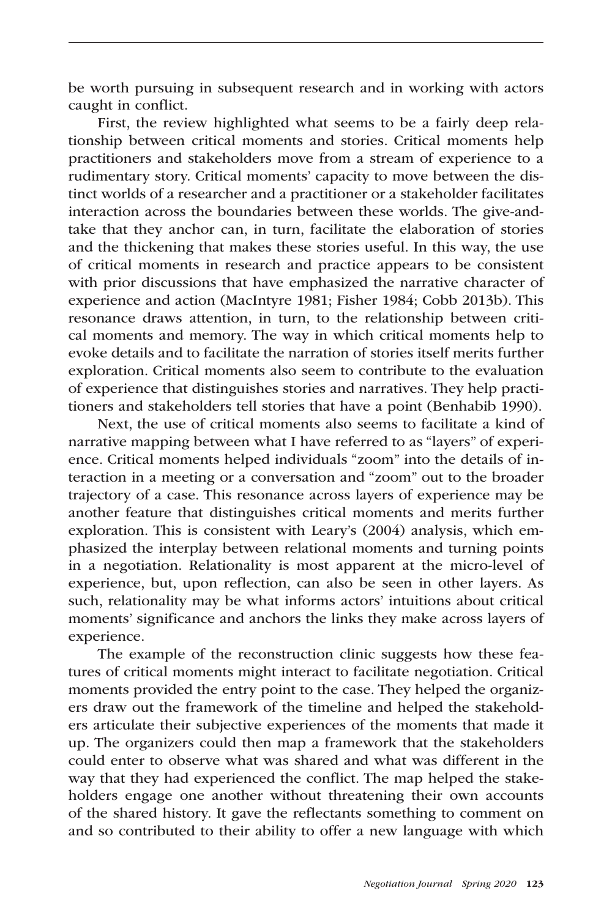be worth pursuing in subsequent research and in working with actors caught in conflict.

First, the review highlighted what seems to be a fairly deep relationship between critical moments and stories. Critical moments help practitioners and stakeholders move from a stream of experience to a rudimentary story. Critical moments' capacity to move between the distinct worlds of a researcher and a practitioner or a stakeholder facilitates interaction across the boundaries between these worlds. The give-and-take that they anchor can, in turn, facilitate the elaboration of stories and the thickening that makes these stories useful. In this way, the use of critical moments in research and practice appears to be consistent with prior discussions that have emphasized the narrative character of experience and action (MacIntyre 1981; Fisher 1984; Cobb 2013b). This resonance draws attention, in turn, to the relationship between critical moments and memory. The way in which critical moments help to evoke details and to facilitate the narration of stories itself merits further exploration. Critical moments also seem to contribute to the evaluation of experience that distinguishes stories and narratives. They help practitioners and stakeholders tell stories that have a point (Benhabib 1990).

Next, the use of critical moments also seems to facilitate a kind of narrative mapping between what I have referred to as "layers" of experience. Critical moments helped individuals "zoom" into the details of interaction in a meeting or a conversation and "zoom" out to the broader trajectory of a case. This resonance across layers of experience may be another feature that distinguishes critical moments and merits further exploration. This is consistent with Leary's (2004) analysis, which emphasized the interplay between relational moments and turning points in a negotiation. Relationality is most apparent at the micro-level of experience, but, upon reflection, can also be seen in other layers. As such, relationality may be what informs actors' intuitions about critical moments' significance and anchors the links they make across layers of experience.

The example of the reconstruction clinic suggests how these features of critical moments might interact to facilitate negotiation. Critical moments provided the entry point to the case. They helped the organizers draw out the framework of the timeline and helped the stakeholders articulate their subjective experiences of the moments that made it up. The organizers could then map a framework that the stakeholders could enter to observe what was shared and what was different in the way that they had experienced the conflict. The map helped the stakeholders engage one another without threatening their own accounts of the shared history. It gave the reflectants something to comment on and so contributed to their ability to offer a new language with which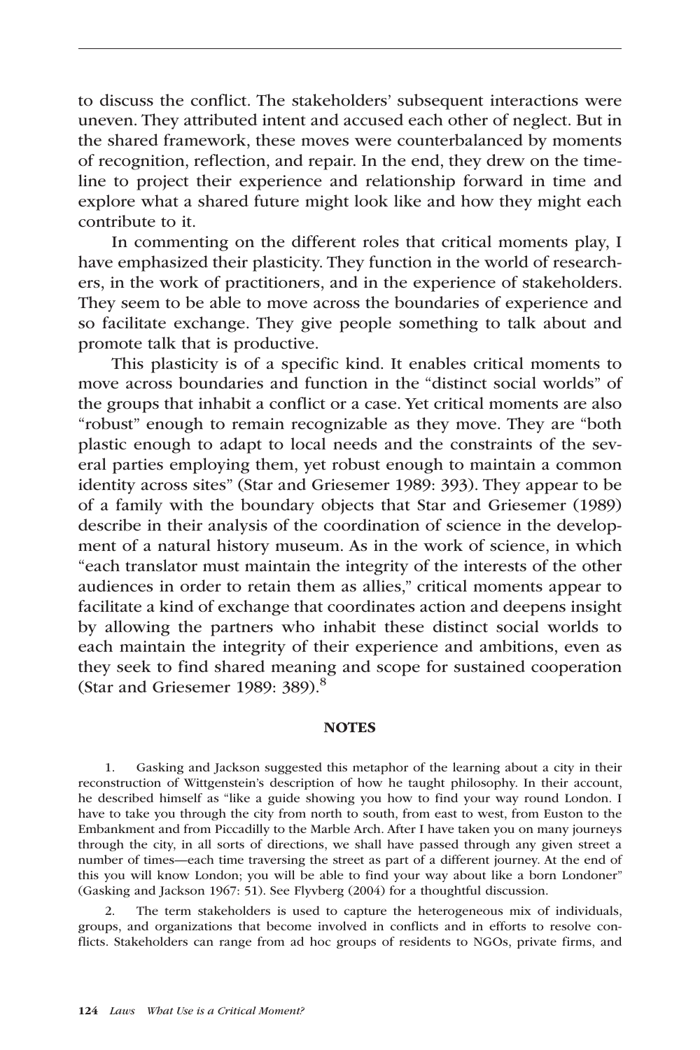to discuss the conflict. The stakeholders' subsequent interactions were uneven. They attributed intent and accused each other of neglect. But in the shared framework, these moves were counterbalanced by moments of recognition, reflection, and repair. In the end, they drew on the timeline to project their experience and relationship forward in time and explore what a shared future might look like and how they might each contribute to it.

In commenting on the different roles that critical moments play, I have emphasized their plasticity. They function in the world of researchers, in the work of practitioners, and in the experience of stakeholders. They seem to be able to move across the boundaries of experience and so facilitate exchange. They give people something to talk about and promote talk that is productive.

This plasticity is of a specific kind. It enables critical moments to move across boundaries and function in the "distinct social worlds" of the groups that inhabit a conflict or a case. Yet critical moments are also "robust" enough to remain recognizable as they move. They are "both plastic enough to adapt to local needs and the constraints of the several parties employing them, yet robust enough to maintain a common identity across sites" (Star and Griesemer 1989: 393). They appear to be of a family with the boundary objects that Star and Griesemer (1989) describe in their analysis of the coordination of science in the development of a natural history museum. As in the work of science, in which "each translator must maintain the integrity of the interests of the other audiences in order to retain them as allies," critical moments appear to facilitate a kind of exchange that coordinates action and deepens insight by allowing the partners who inhabit these distinct social worlds to each maintain the integrity of their experience and ambitions, even as they seek to find shared meaning and scope for sustained cooperation (Star and Griesemer 1989: 389).[8]

## NOTES

1. Gasking and Jackson suggested this metaphor of the learning about a city in their reconstruction of Wittgenstein's description of how he taught philosophy. In their account, he described himself as "like a guide showing you how to find your way round London. I have to take you through the city from north to south, from east to west, from Euston to the Embankment and from Piccadilly to the Marble Arch. After I have taken you on many journeys through the city, in all sorts of directions, we shall have passed through any given street a number of times—each time traversing the street as part of a different journey. At the end of this you will know London; you will be able to find your way about like a born Londoner" (Gasking and Jackson 1967: 51). See Flyvberg (2004) for a thoughtful discussion.

2. The term stakeholders is used to capture the heterogeneous mix of individuals, groups, and organizations that become involved in conflicts and in efforts to resolve conflicts. Stakeholders can range from ad hoc groups of residents to NGOs, private firms, and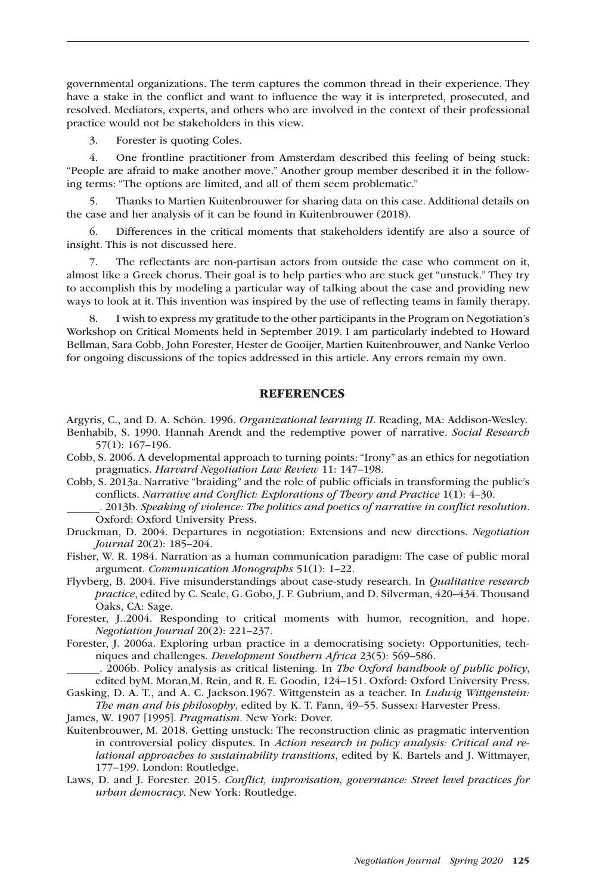governmental organizations. The term captures the common thread in their experience. They have a stake in the conflict and want to influence the way it is interpreted, prosecuted, and resolved. Mediators, experts, and others who are involved in the context of their professional practice would not be stakeholders in this view.

3. Forester is quoting Coles.

4. One frontline practitioner from Amsterdam described this feeling of being stuck: "People are afraid to make another move." Another group member described it in the following terms: "The options are limited, and all of them seem problematic."

5. Thanks to Martien Kuitenbrouwer for sharing data on this case. Additional details on the case and her analysis of it can be found in Kuitenbrouwer (2018).

6. Differences in the critical moments that stakeholders identify are also a source of insight. This is not discussed here.

7. The reflectants are non-partisan actors from outside the case who comment on it, almost like a Greek chorus. Their goal is to help parties who are stuck get "unstuck." They try to accomplish this by modeling a particular way of talking about the case and providing new ways to look at it. This invention was inspired by the use of reflecting teams in family therapy.

8. I wish to express my gratitude to the other participants in the Program on Negotiation's Workshop on Critical Moments held in September 2019. I am particularly indebted to Howard Bellman, Sara Cobb, John Forester, Hester de Gooijer, Martien Kuitenbrouwer, and Nanke Verloo for ongoing discussions of the topics addressed in this article. Any errors remain my own.

## REFERENCES

Argyris, C., and D. A. Schön. 1996. *Organizational learning II*. Reading, MA: Addison-Wesley.

Benhabib, S. 1990. Hannah Arendt and the redemptive power of narrative. *Social Research* 57(1): 167–196.

Cobb, S. 2006. A developmental approach to turning points: "Irony" as an ethics for negotiation pragmatics. *Harvard Negotiation Law Review* 11: 147–198.

Cobb, S. 2013a. Narrative "braiding" and the role of public officials in transforming the public's conflicts. *Narrative and Conflict: Explorations of Theory and Practice* 1(1): 4–30.

______. 2013b. *Speaking of violence: The politics and poetics of narrative in conflict resolution*. Oxford: Oxford University Press.

Druckman, D. 2004. Departures in negotiation: Extensions and new directions. *Negotiation Journal* 20(2): 185–204.

Fisher, W. R. 1984. Narration as a human communication paradigm: The case of public moral argument. *Communication Monographs* 51(1): 1–22.

Flyvberg, B. 2004. Five misunderstandings about case-study research. In *Qualitative research practice*, edited by C. Seale, G. Gobo, J. F. Gubrium, and D. Silverman, 420–434. Thousand Oaks, CA: Sage.

Forester, J..2004. Responding to critical moments with humor, recognition, and hope. *Negotiation Journal* 20(2): 221–237.

Forester, J. 2006a. Exploring urban practice in a democratising society: Opportunities, techniques and challenges. *Development Southern Africa* 23(5): 569–586.

______. 2006b. Policy analysis as critical listening. In *The Oxford handbook of public policy*, edited byM. Moran,M. Rein, and R. E. Goodin, 124–151. Oxford: Oxford University Press.

Gasking, D. A. T., and A. C. Jackson.1967. Wittgenstein as a teacher. In *Ludwig Wittgenstein: The man and his philosophy*, edited by K. T. Fann, 49–55. Sussex: Harvester Press.

James, W. 1907 [1995]. *Pragmatism*. New York: Dover.

Kuitenbrouwer, M. 2018. Getting unstuck: The reconstruction clinic as pragmatic intervention in controversial policy disputes. In *Action research in policy analysis: Critical and relational approaches to sustainability transitions*, edited by K. Bartels and J. Wittmayer, 177–199. London: Routledge.

Laws, D. and J. Forester. 2015. *Conflict, improvisation, governance: Street level practices for urban democracy*. New York: Routledge.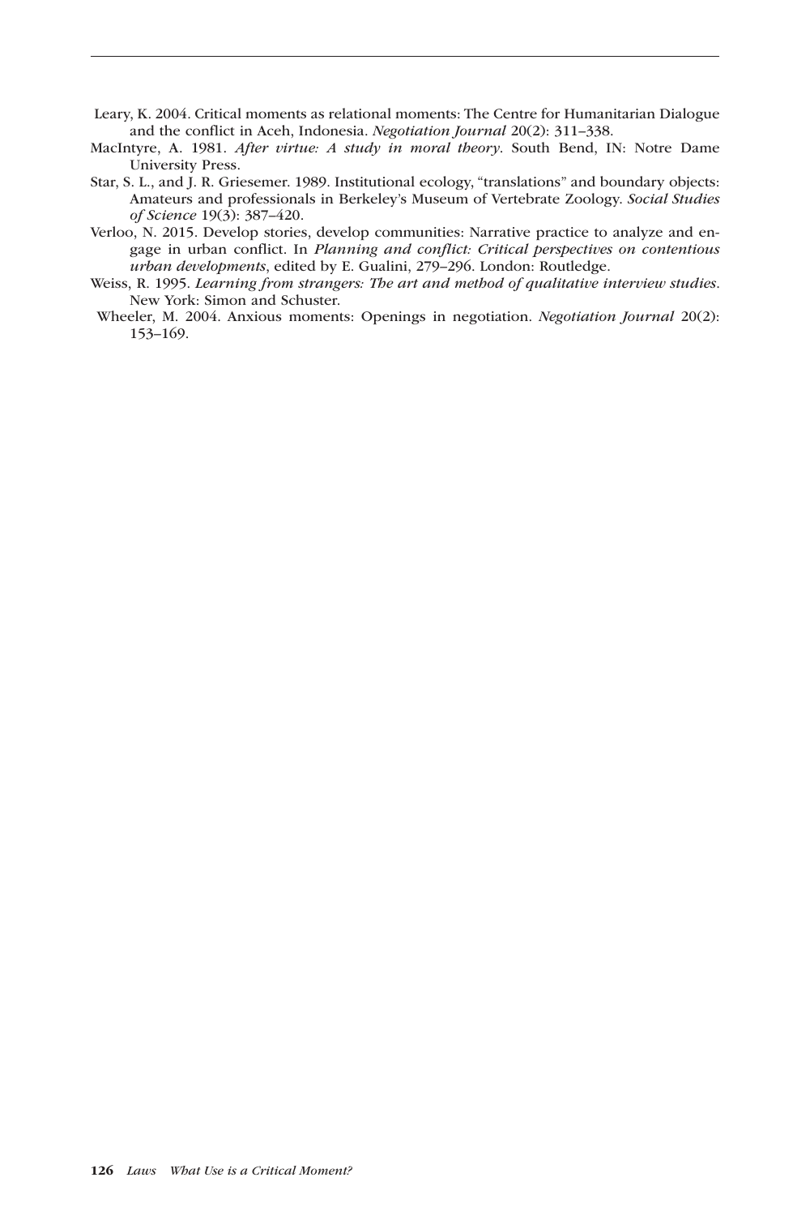Leary, K. 2004. Critical moments as relational moments: The Centre for Humanitarian Dialogue and the conflict in Aceh, Indonesia. *Negotiation Journal* 20(2): 311–338.

MacIntyre, A. 1981. *After virtue: A study in moral theory*. South Bend, IN: Notre Dame University Press.

Star, S. L., and J. R. Griesemer. 1989. Institutional ecology, "translations" and boundary objects: Amateurs and professionals in Berkeley's Museum of Vertebrate Zoology. *Social Studies of Science* 19(3): 387–420.

Verloo, N. 2015. Develop stories, develop communities: Narrative practice to analyze and engage in urban conflict. In *Planning and conflict: Critical perspectives on contentious urban developments*, edited by E. Gualini, 279–296. London: Routledge.

Weiss, R. 1995. *Learning from strangers: The art and method of qualitative interview studies*. New York: Simon and Schuster.

Wheeler, M. 2004. Anxious moments: Openings in negotiation. *Negotiation Journal* 20(2): 153–169.